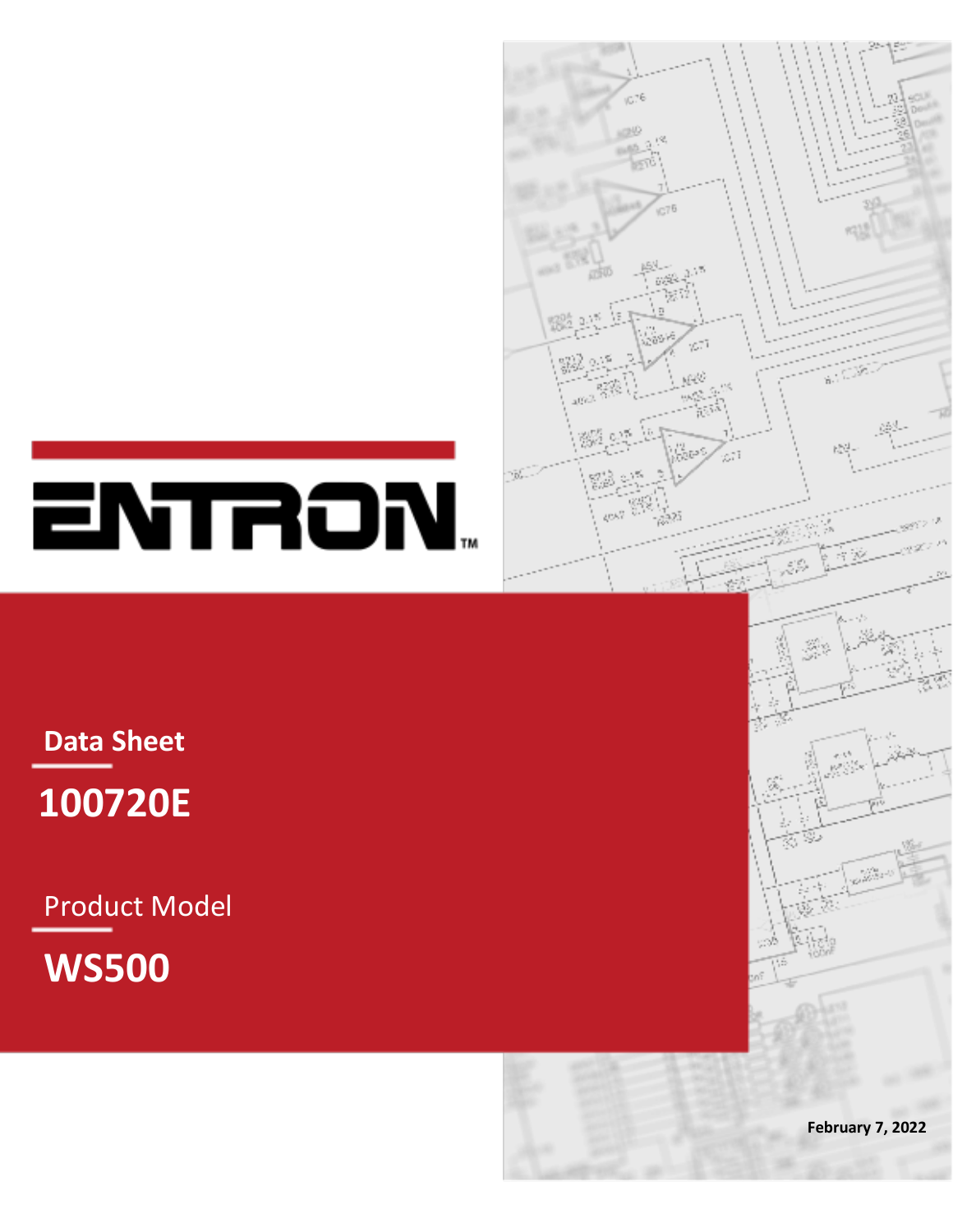# ENTRON™

**Data Sheet**

# 100720E

Product Model

# WS500

**February 7, 2022**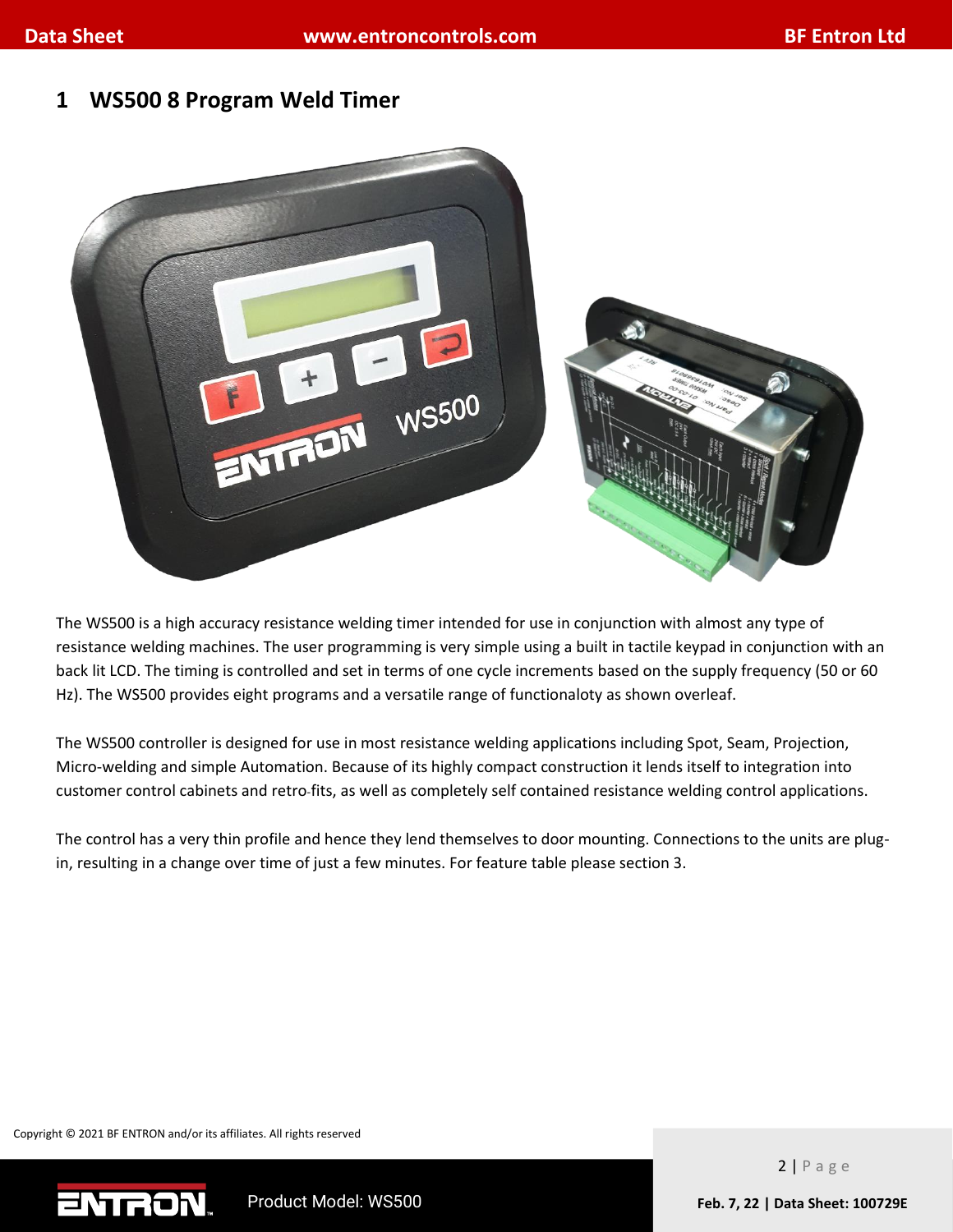# 1 WS500 8 Program Weld Timer

The WS500 is a high accuracy resistance welding timer intended for use in conjunction with almost any type of resistance welding machines. The user programming is very simple using a built in tactile keypad in conjunction with an back lit LCD. The timing is controlled and set in terms of one cycle increments based on the supply frequency (50 or 60 Hz). The WS500 provides eight programs and a versatile range of functionaloty as shown overleaf.

The WS500 controller is designed for use in most resistance welding applications including Spot, Seam, Projection, Micro-welding and simple Automation. Because of its highly compact construction it lends itself to integration into customer control cabinets and retro-fits, as well as completely self contained resistance welding control applications.

The control has a very thin profile and hence they lend themselves to door mounting. Connections to the units are plug-in, resulting in a change over time of just a few minutes. For feature table please section 3.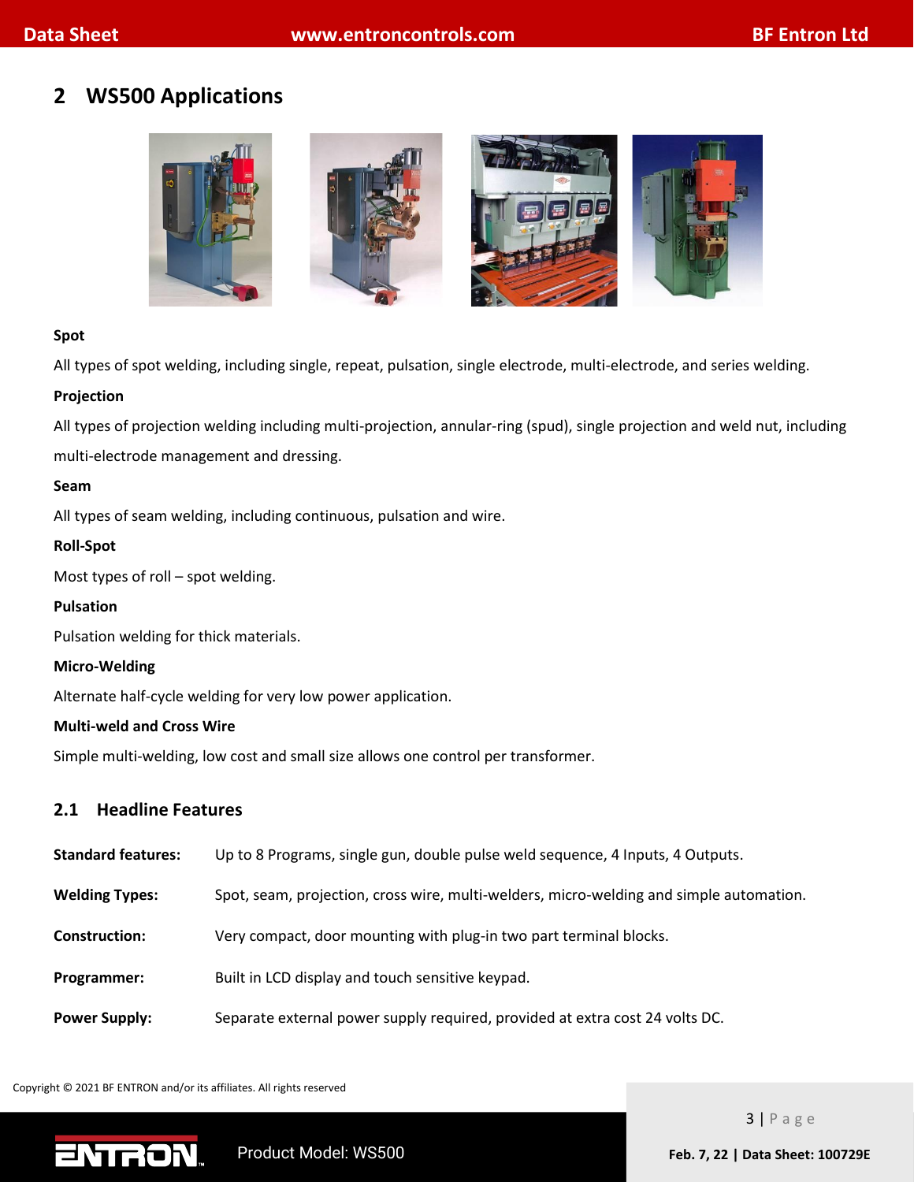## 2 WS500 Applications

**Spot**

All types of spot welding, including single, repeat, pulsation, single electrode, multi-electrode, and series welding.

**Projection**

All types of projection welding including multi-projection, annular-ring (spud), single projection and weld nut, including multi-electrode management and dressing.

**Seam**

All types of seam welding, including continuous, pulsation and wire.

**Roll-Spot**

Most types of roll – spot welding.

**Pulsation**

Pulsation welding for thick materials.

**Micro-Welding**

Alternate half-cycle welding for very low power application.

**Multi-weld and Cross Wire**

Simple multi-welding, low cost and small size allows one control per transformer.

### 2.1 Headline Features

| | |
|---|---|
| **Standard features:** | Up to 8 Programs, single gun, double pulse weld sequence, 4 Inputs, 4 Outputs. |
| **Welding Types:** | Spot, seam, projection, cross wire, multi-welders, micro-welding and simple automation. |
| **Construction:** | Very compact, door mounting with plug-in two part terminal blocks. |
| **Programmer:** | Built in LCD display and touch sensitive keypad. |
| **Power Supply:** | Separate external power supply required, provided at extra cost 24 volts DC. |

Copyright © 2021 BF ENTRON and/or its affiliates. All rights reserved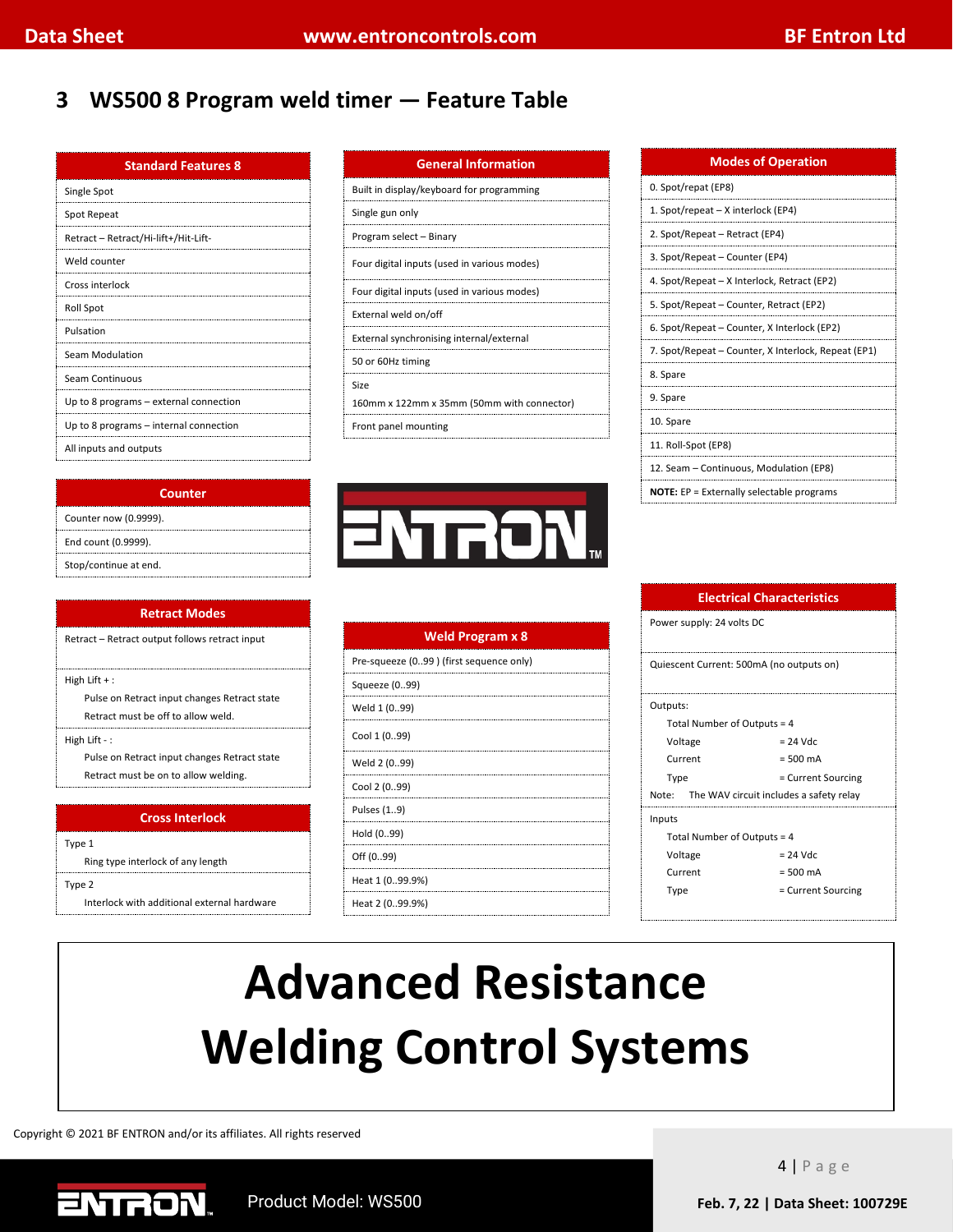# 3 WS500 8 Program weld timer — Feature Table

| Standard Features 8 |
|---|
| Single Spot |
| Spot Repeat |
| Retract – Retract/Hi-lift+/Hit-Lift- |
| Weld counter |
| Cross interlock |
| Roll Spot |
| Pulsation |
| Seam Modulation |
| Seam Continuous |
| Up to 8 programs – external connection |
| Up to 8 programs – internal connection |
| All inputs and outputs |

| Counter |
|---|
| Counter now (0.9999). |
| End count (0.9999). |
| Stop/continue at end. |

| Retract Modes |
|---|
| Retract – Retract output follows retract input |
| High Lift + : Pulse on Retract input changes Retract state. Retract must be off to allow weld. |
| High Lift - : Pulse on Retract input changes Retract state. Retract must be on to allow welding. |

| Cross Interlock |
|---|
| Type 1: Ring type interlock of any length |
| Type 2: Interlock with additional external hardware |

| General Information |
|---|
| Built in display/keyboard for programming |
| Single gun only |
| Program select – Binary |
| Four digital inputs (used in various modes) |
| Four digital inputs (used in various modes) |
| External weld on/off |
| External synchronising internal/external |
| 50 or 60Hz timing |
| Size 160mm x 122mm x 35mm (50mm with connector) |
| Front panel mounting |

| Weld Program x 8 |
|---|
| Pre-squeeze (0..99 ) (first sequence only) |
| Squeeze (0..99) |
| Weld 1 (0..99) |
| Cool 1 (0..99) |
| Weld 2 (0..99) |
| Cool 2 (0..99) |
| Pulses (1..9) |
| Hold (0..99) |
| Off (0..99) |
| Heat 1 (0..99.9%) |
| Heat 2 (0..99.9%) |

| Modes of Operation |
|---|
| 0. Spot/repat (EP8) |
| 1. Spot/repeat – X interlock (EP4) |
| 2. Spot/Repeat – Retract (EP4) |
| 3. Spot/Repeat – Counter (EP4) |
| 4. Spot/Repeat – X Interlock, Retract (EP2) |
| 5. Spot/Repeat – Counter, Retract (EP2) |
| 6. Spot/Repeat – Counter, X Interlock (EP2) |
| 7. Spot/Repeat – Counter, X Interlock, Repeat (EP1) |
| 8. Spare |
| 9. Spare |
| 10. Spare |
| 11. Roll-Spot (EP8) |
| 12. Seam – Continuous, Modulation (EP8) |
| **NOTE:** EP = Externally selectable programs |

| Electrical Characteristics |
|---|
| Power supply: 24 volts DC |
| Quiescent Current: 500mA (no outputs on) |
| Outputs: Total Number of Outputs = 4; Voltage = 24 Vdc; Current = 500 mA; Type = Current Sourcing. Note: The WAV circuit includes a safety relay |
| Inputs: Total Number of Outputs = 4; Voltage = 24 Vdc; Current = 500 mA; Type = Current Sourcing |

# Advanced Resistance Welding Control Systems

Copyright © 2021 BF ENTRON and/or its affiliates. All rights reserved

Product Model: WS500

Feb. 7, 22 | Data Sheet: 100729E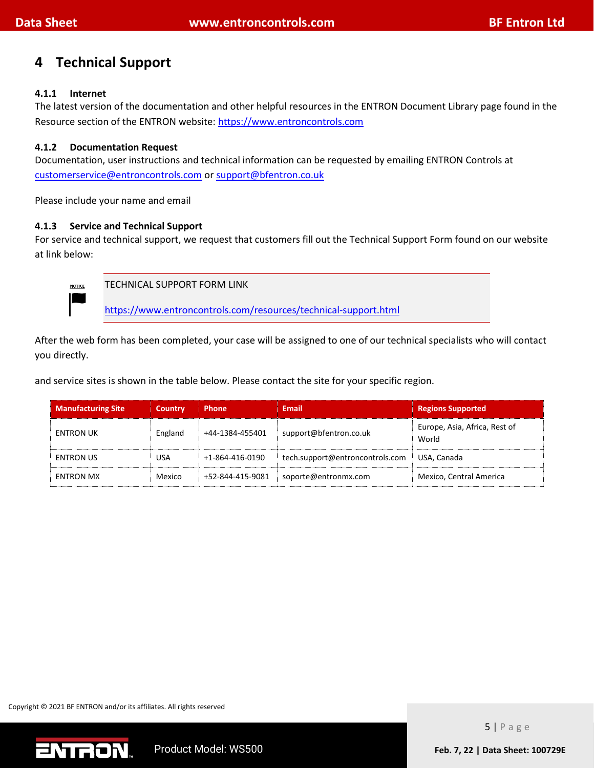# 4 Technical Support

#### 4.1.1 Internet

The latest version of the documentation and other helpful resources in the ENTRON Document Library page found in the Resource section of the ENTRON website: https://www.entroncontrols.com

#### 4.1.2 Documentation Request

Documentation, user instructions and technical information can be requested by emailing ENTRON Controls at customerservice@entroncontrols.com or support@bfentron.co.uk

Please include your name and email

#### 4.1.3 Service and Technical Support

For service and technical support, we request that customers fill out the Technical Support Form found on our website at link below:

NOTICE

TECHNICAL SUPPORT FORM LINK

https://www.entroncontrols.com/resources/technical-support.html

After the web form has been completed, your case will be assigned to one of our technical specialists who will contact you directly.

and service sites is shown in the table below. Please contact the site for your specific region.

| Manufacturing Site | Country | Phone | Email | Regions Supported |
| --- | --- | --- | --- | --- |
| ENTRON UK | England | +44-1384-455401 | support@bfentron.co.uk | Europe, Asia, Africa, Rest of World |
| ENTRON US | USA | +1-864-416-0190 | tech.support@entroncontrols.com | USA, Canada |
| ENTRON MX | Mexico | +52-844-415-9081 | soporte@entronmx.com | Mexico, Central America |

Copyright © 2021 BF ENTRON and/or its affiliates. All rights reserved